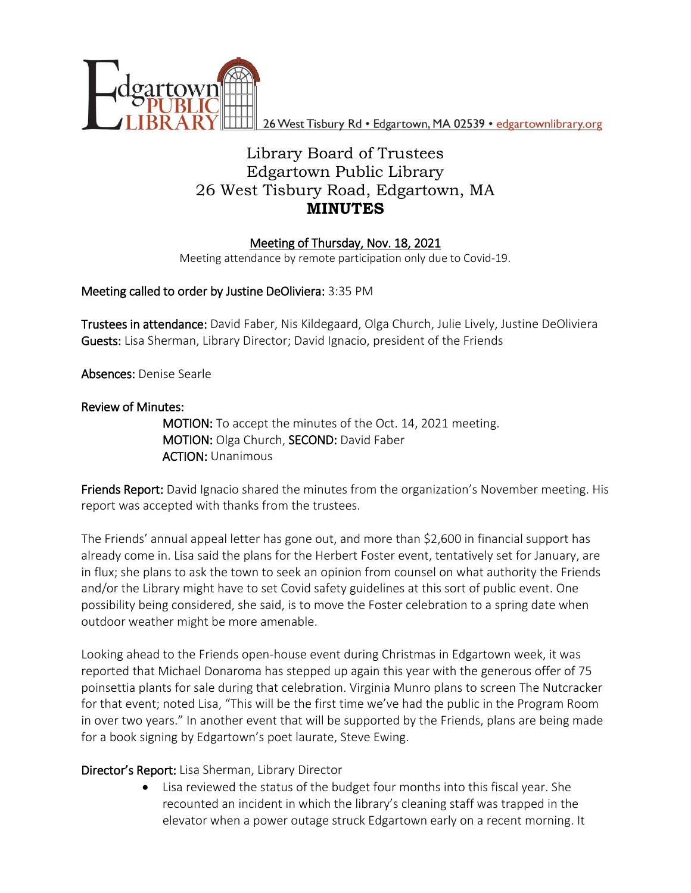Edgartown PUBLIC LIBRARY 26 West Tisbury Rd • Edgartown, MA 02539 • edgartownlibrary.org

# Library Board of Trustees
# Edgartown Public Library
# 26 West Tisbury Road, Edgartown, MA
# **MINUTES**

**Meeting of Thursday, Nov. 18, 2021**

Meeting attendance by remote participation only due to Covid-19.

**Meeting called to order by Justine DeOliviera:** 3:35 PM

**Trustees in attendance:** David Faber, Nis Kildegaard, Olga Church, Julie Lively, Justine DeOliviera
**Guests:** Lisa Sherman, Library Director; David Ignacio, president of the Friends

**Absences:** Denise Searle

**Review of Minutes:**

> **MOTION:** To accept the minutes of the Oct. 14, 2021 meeting.
> **MOTION:** Olga Church, **SECOND:** David Faber
> **ACTION:** Unanimous

**Friends Report:** David Ignacio shared the minutes from the organization's November meeting. His report was accepted with thanks from the trustees.

The Friends' annual appeal letter has gone out, and more than $2,600 in financial support has already come in. Lisa said the plans for the Herbert Foster event, tentatively set for January, are in flux; she plans to ask the town to seek an opinion from counsel on what authority the Friends and/or the Library might have to set Covid safety guidelines at this sort of public event. One possibility being considered, she said, is to move the Foster celebration to a spring date when outdoor weather might be more amenable.

Looking ahead to the Friends open-house event during Christmas in Edgartown week, it was reported that Michael Donaroma has stepped up again this year with the generous offer of 75 poinsettia plants for sale during that celebration. Virginia Munro plans to screen The Nutcracker for that event; noted Lisa, "This will be the first time we've had the public in the Program Room in over two years." In another event that will be supported by the Friends, plans are being made for a book signing by Edgartown's poet laurate, Steve Ewing.

**Director's Report:** Lisa Sherman, Library Director

- Lisa reviewed the status of the budget four months into this fiscal year. She recounted an incident in which the library's cleaning staff was trapped in the elevator when a power outage struck Edgartown early on a recent morning. It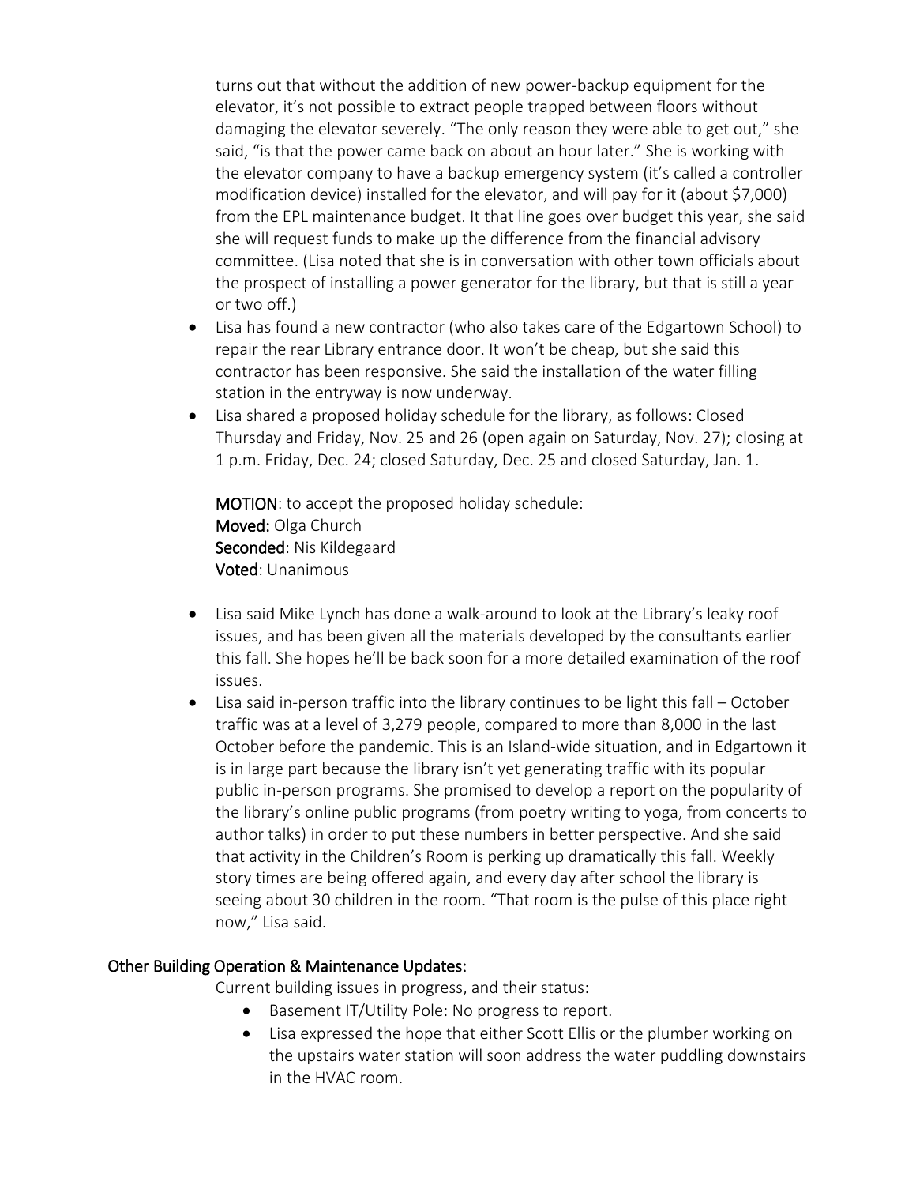turns out that without the addition of new power-backup equipment for the elevator, it's not possible to extract people trapped between floors without damaging the elevator severely. "The only reason they were able to get out," she said, "is that the power came back on about an hour later." She is working with the elevator company to have a backup emergency system (it's called a controller modification device) installed for the elevator, and will pay for it (about $7,000) from the EPL maintenance budget. It that line goes over budget this year, she said she will request funds to make up the difference from the financial advisory committee. (Lisa noted that she is in conversation with other town officials about the prospect of installing a power generator for the library, but that is still a year or two off.)

- Lisa has found a new contractor (who also takes care of the Edgartown School) to repair the rear Library entrance door. It won't be cheap, but she said this contractor has been responsive. She said the installation of the water filling station in the entryway is now underway.
- Lisa shared a proposed holiday schedule for the library, as follows: Closed Thursday and Friday, Nov. 25 and 26 (open again on Saturday, Nov. 27); closing at 1 p.m. Friday, Dec. 24; closed Saturday, Dec. 25 and closed Saturday, Jan. 1.

  **MOTION**: to accept the proposed holiday schedule:
  **Moved:** Olga Church
  **Seconded**: Nis Kildegaard
  **Voted**: Unanimous

- Lisa said Mike Lynch has done a walk-around to look at the Library's leaky roof issues, and has been given all the materials developed by the consultants earlier this fall. She hopes he'll be back soon for a more detailed examination of the roof issues.
- Lisa said in-person traffic into the library continues to be light this fall – October traffic was at a level of 3,279 people, compared to more than 8,000 in the last October before the pandemic. This is an Island-wide situation, and in Edgartown it is in large part because the library isn't yet generating traffic with its popular public in-person programs. She promised to develop a report on the popularity of the library's online public programs (from poetry writing to yoga, from concerts to author talks) in order to put these numbers in better perspective. And she said that activity in the Children's Room is perking up dramatically this fall. Weekly story times are being offered again, and every day after school the library is seeing about 30 children in the room. "That room is the pulse of this place right now," Lisa said.

## Other Building Operation & Maintenance Updates:

Current building issues in progress, and their status:

- Basement IT/Utility Pole: No progress to report.
- Lisa expressed the hope that either Scott Ellis or the plumber working on the upstairs water station will soon address the water puddling downstairs in the HVAC room.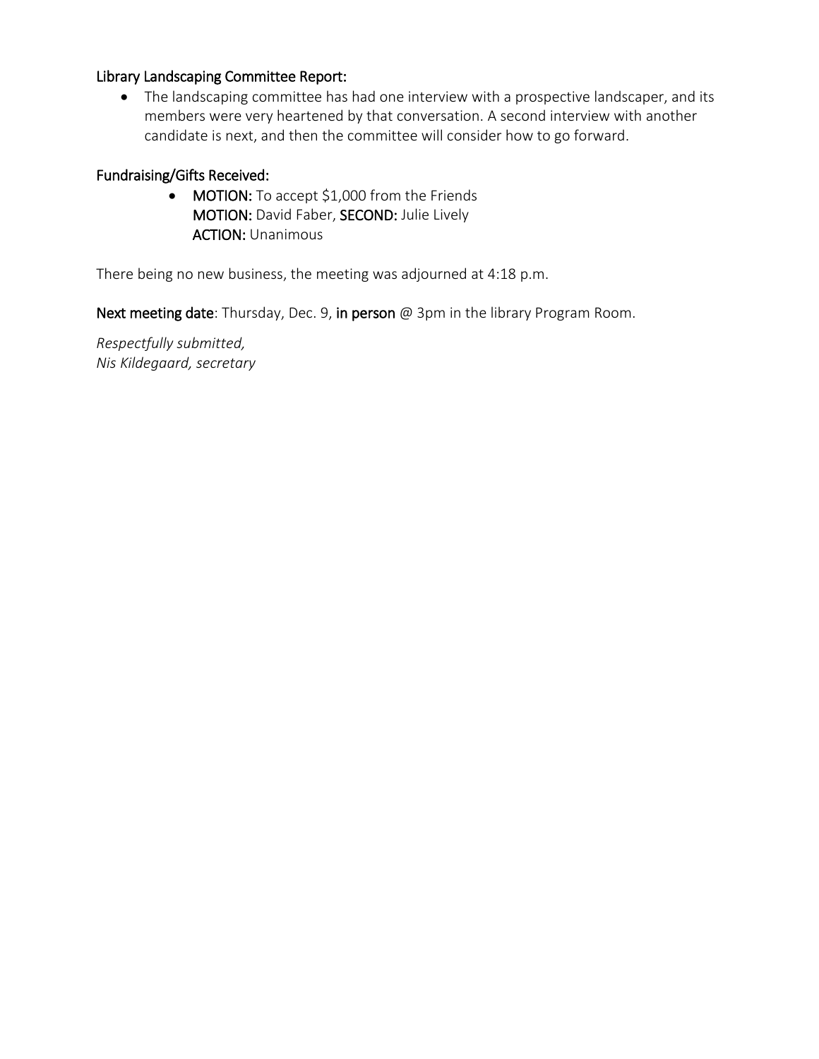**Library Landscaping Committee Report:**

- The landscaping committee has had one interview with a prospective landscaper, and its members were very heartened by that conversation. A second interview with another candidate is next, and then the committee will consider how to go forward.

**Fundraising/Gifts Received:**

- **MOTION:** To accept $1,000 from the Friends
  **MOTION:** David Faber, **SECOND:** Julie Lively
  **ACTION:** Unanimous

There being no new business, the meeting was adjourned at 4:18 p.m.

**Next meeting date**: Thursday, Dec. 9, **in person** @ 3pm in the library Program Room.

*Respectfully submitted,*
*Nis Kildegaard, secretary*